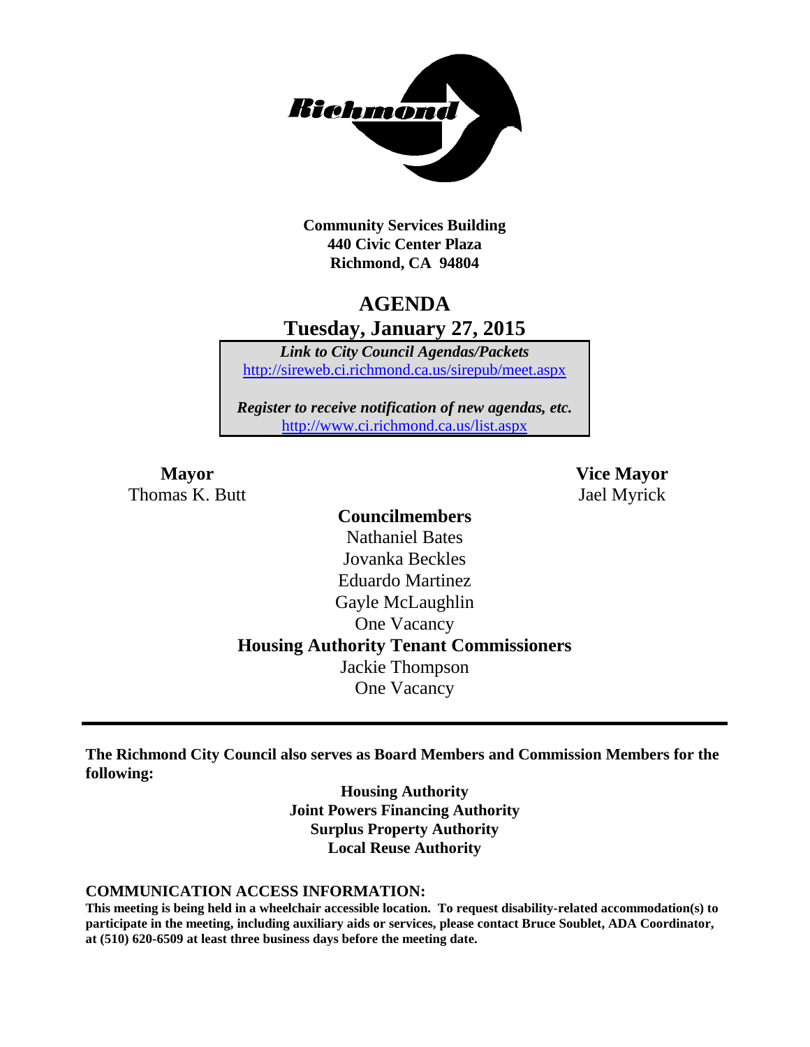Community Services Building
440 Civic Center Plaza
Richmond, CA 94804

# AGENDA

## Tuesday, January 27, 2015

***Link to City Council Agendas/Packets***
http://sireweb.ci.richmond.ca.us/sirepub/meet.aspx

***Register to receive notification of new agendas, etc.***
http://www.ci.richmond.ca.us/list.aspx

**Mayor**
Thomas K. Butt

**Vice Mayor**
Jael Myrick

**Councilmembers**
Nathaniel Bates
Jovanka Beckles
Eduardo Martinez
Gayle McLaughlin
One Vacancy

**Housing Authority Tenant Commissioners**
Jackie Thompson
One Vacancy

---

**The Richmond City Council also serves as Board Members and Commission Members for the following:**

**Housing Authority**
**Joint Powers Financing Authority**
**Surplus Property Authority**
**Local Reuse Authority**

**COMMUNICATION ACCESS INFORMATION:**

**This meeting is being held in a wheelchair accessible location. To request disability-related accommodation(s) to participate in the meeting, including auxiliary aids or services, please contact Bruce Soublet, ADA Coordinator, at (510) 620-6509 at least three business days before the meeting date.**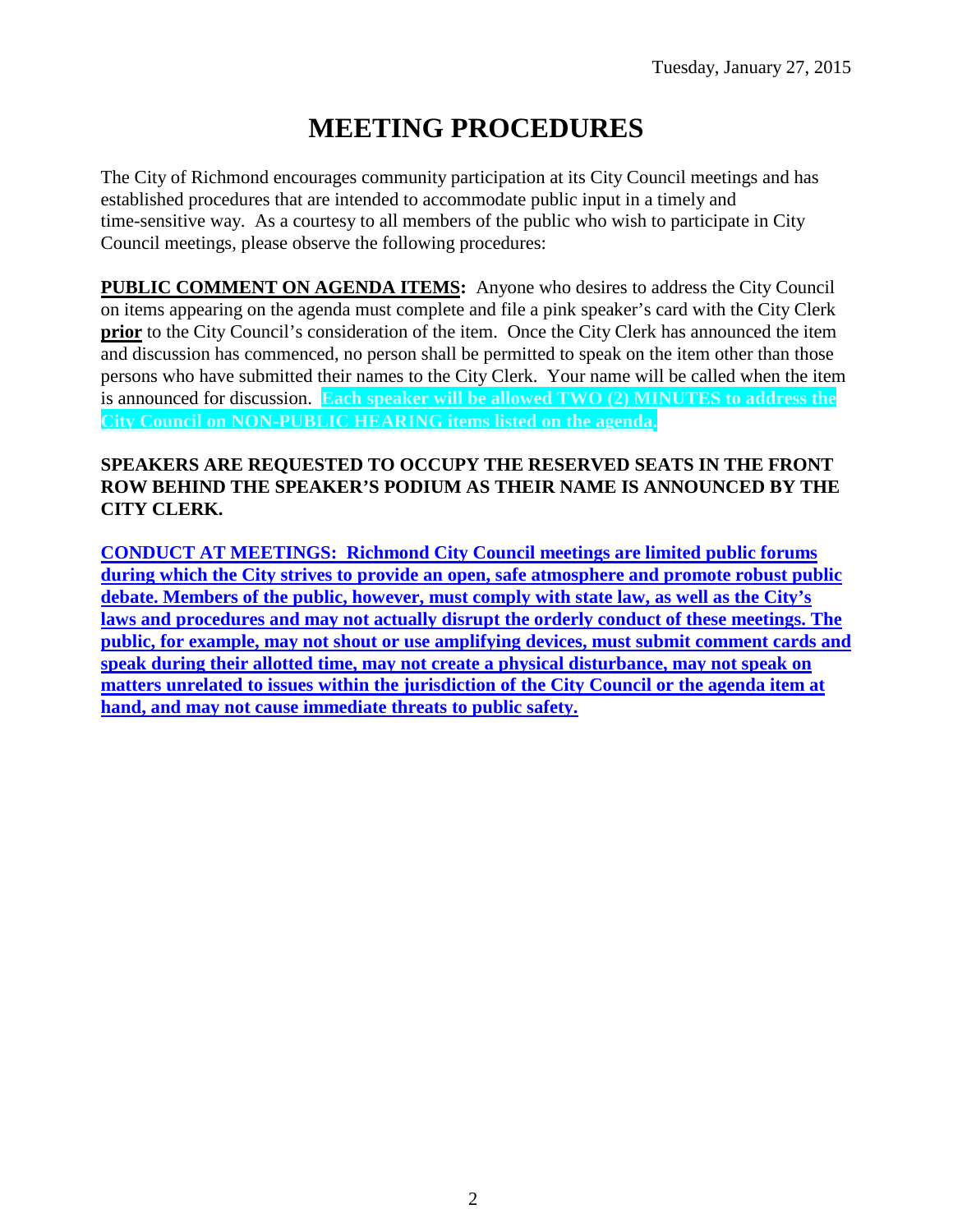Tuesday, January 27, 2015

# MEETING PROCEDURES

The City of Richmond encourages community participation at its City Council meetings and has established procedures that are intended to accommodate public input in a timely and time-sensitive way. As a courtesy to all members of the public who wish to participate in City Council meetings, please observe the following procedures:

**PUBLIC COMMENT ON AGENDA ITEMS:** Anyone who desires to address the City Council on items appearing on the agenda must complete and file a pink speaker's card with the City Clerk **prior** to the City Council's consideration of the item. Once the City Clerk has announced the item and discussion has commenced, no person shall be permitted to speak on the item other than those persons who have submitted their names to the City Clerk. Your name will be called when the item is announced for discussion. **Each speaker will be allowed TWO (2) MINUTES to address the City Council on NON-PUBLIC HEARING items listed on the agenda.**

**SPEAKERS ARE REQUESTED TO OCCUPY THE RESERVED SEATS IN THE FRONT ROW BEHIND THE SPEAKER'S PODIUM AS THEIR NAME IS ANNOUNCED BY THE CITY CLERK.**

**CONDUCT AT MEETINGS: Richmond City Council meetings are limited public forums during which the City strives to provide an open, safe atmosphere and promote robust public debate. Members of the public, however, must comply with state law, as well as the City's laws and procedures and may not actually disrupt the orderly conduct of these meetings. The public, for example, may not shout or use amplifying devices, must submit comment cards and speak during their allotted time, may not create a physical disturbance, may not speak on matters unrelated to issues within the jurisdiction of the City Council or the agenda item at hand, and may not cause immediate threats to public safety.**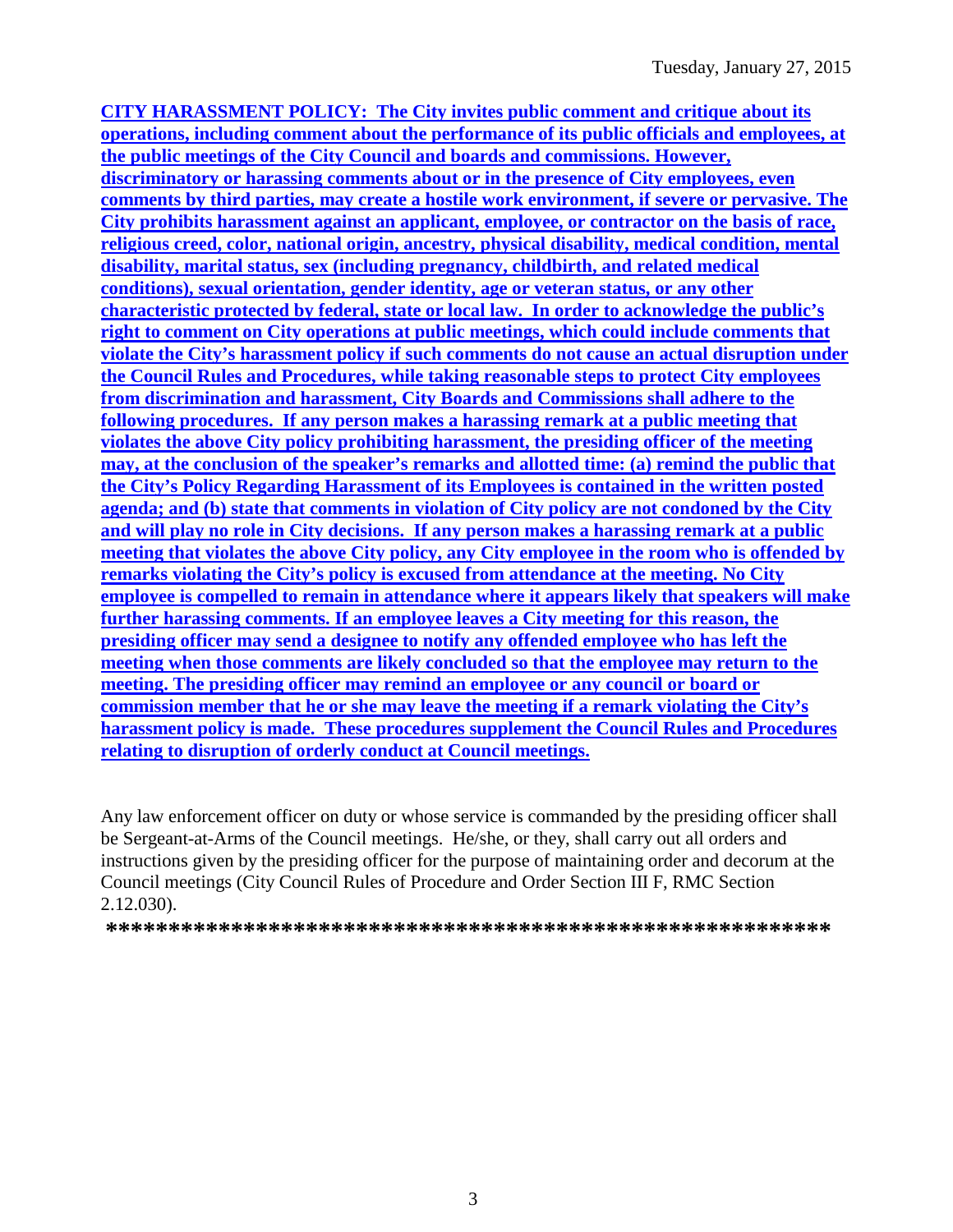**CITY HARASSMENT POLICY: The City invites public comment and critique about its operations, including comment about the performance of its public officials and employees, at the public meetings of the City Council and boards and commissions. However, discriminatory or harassing comments about or in the presence of City employees, even comments by third parties, may create a hostile work environment, if severe or pervasive. The City prohibits harassment against an applicant, employee, or contractor on the basis of race, religious creed, color, national origin, ancestry, physical disability, medical condition, mental disability, marital status, sex (including pregnancy, childbirth, and related medical conditions), sexual orientation, gender identity, age or veteran status, or any other characteristic protected by federal, state or local law. In order to acknowledge the public's right to comment on City operations at public meetings, which could include comments that violate the City's harassment policy if such comments do not cause an actual disruption under the Council Rules and Procedures, while taking reasonable steps to protect City employees from discrimination and harassment, City Boards and Commissions shall adhere to the following procedures. If any person makes a harassing remark at a public meeting that violates the above City policy prohibiting harassment, the presiding officer of the meeting may, at the conclusion of the speaker's remarks and allotted time: (a) remind the public that the City's Policy Regarding Harassment of its Employees is contained in the written posted agenda; and (b) state that comments in violation of City policy are not condoned by the City and will play no role in City decisions. If any person makes a harassing remark at a public meeting that violates the above City policy, any City employee in the room who is offended by remarks violating the City's policy is excused from attendance at the meeting. No City employee is compelled to remain in attendance where it appears likely that speakers will make further harassing comments. If an employee leaves a City meeting for this reason, the presiding officer may send a designee to notify any offended employee who has left the meeting when those comments are likely concluded so that the employee may return to the meeting. The presiding officer may remind an employee or any council or board or commission member that he or she may leave the meeting if a remark violating the City's harassment policy is made. These procedures supplement the Council Rules and Procedures relating to disruption of orderly conduct at Council meetings.**

Any law enforcement officer on duty or whose service is commanded by the presiding officer shall be Sergeant-at-Arms of the Council meetings. He/she, or they, shall carry out all orders and instructions given by the presiding officer for the purpose of maintaining order and decorum at the Council meetings (City Council Rules of Procedure and Order Section III F, RMC Section 2.12.030).

**\*\*\*\*\*\*\*\*\*\*\*\*\*\*\*\*\*\*\*\*\*\*\*\*\*\*\*\*\*\*\*\*\*\*\*\*\*\*\*\*\*\*\*\*\*\*\*\*\*\*\*\*\*\*\*\*\*\*\*\***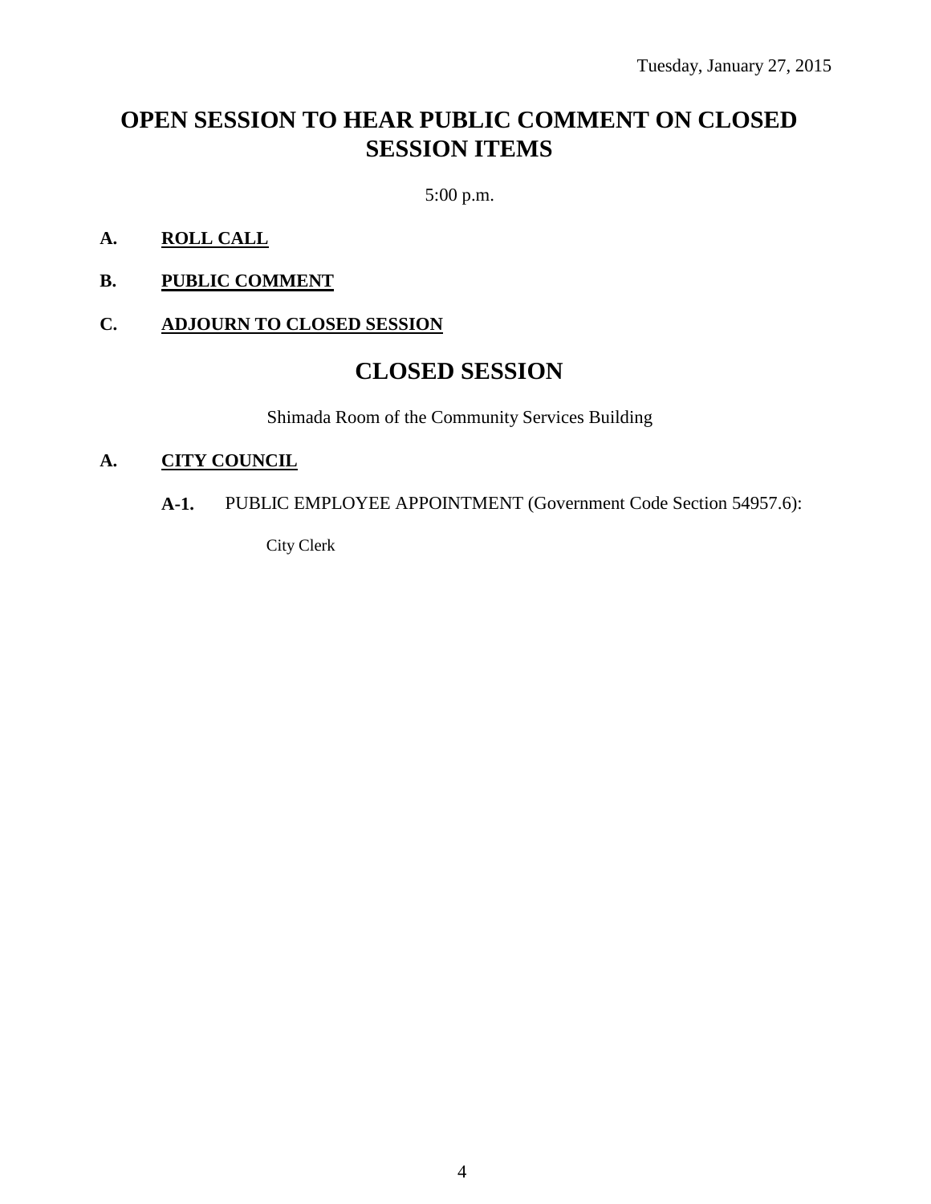Tuesday, January 27, 2015

# OPEN SESSION TO HEAR PUBLIC COMMENT ON CLOSED SESSION ITEMS

5:00 p.m.

**A. ROLL CALL**

**B. PUBLIC COMMENT**

**C. ADJOURN TO CLOSED SESSION**

# CLOSED SESSION

Shimada Room of the Community Services Building

**A. CITY COUNCIL**

**A-1.** PUBLIC EMPLOYEE APPOINTMENT (Government Code Section 54957.6):

City Clerk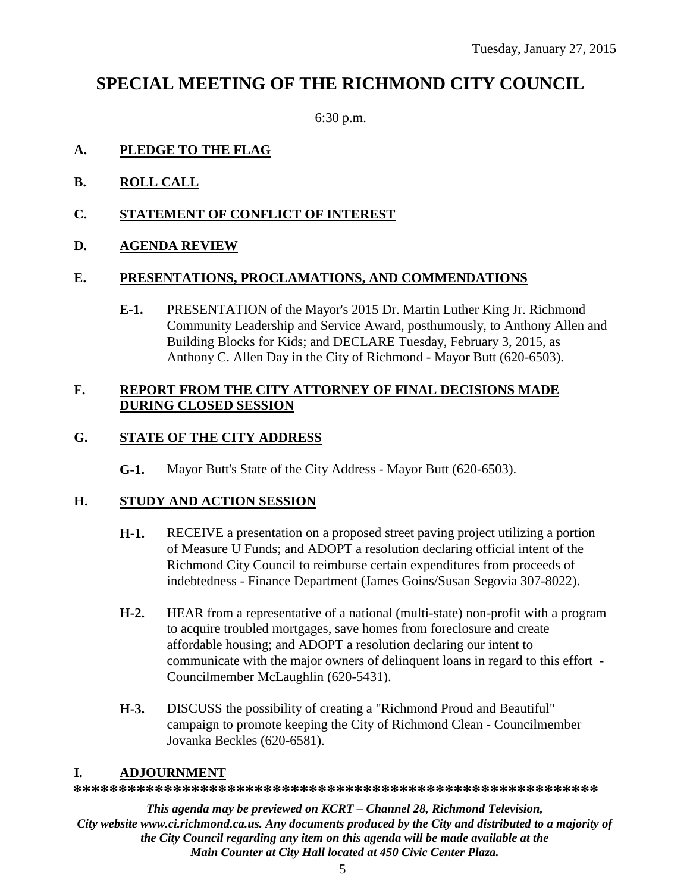Tuesday, January 27, 2015

# SPECIAL MEETING OF THE RICHMOND CITY COUNCIL

6:30 p.m.

**A.** **PLEDGE TO THE FLAG**

**B.** **ROLL CALL**

**C.** **STATEMENT OF CONFLICT OF INTEREST**

**D.** **AGENDA REVIEW**

**E.** **PRESENTATIONS, PROCLAMATIONS, AND COMMENDATIONS**

**E-1.** PRESENTATION of the Mayor's 2015 Dr. Martin Luther King Jr. Richmond Community Leadership and Service Award, posthumously, to Anthony Allen and Building Blocks for Kids; and DECLARE Tuesday, February 3, 2015, as Anthony C. Allen Day in the City of Richmond - Mayor Butt (620-6503).

**F.** **REPORT FROM THE CITY ATTORNEY OF FINAL DECISIONS MADE DURING CLOSED SESSION**

**G.** **STATE OF THE CITY ADDRESS**

**G-1.** Mayor Butt's State of the City Address - Mayor Butt (620-6503).

**H.** **STUDY AND ACTION SESSION**

**H-1.** RECEIVE a presentation on a proposed street paving project utilizing a portion of Measure U Funds; and ADOPT a resolution declaring official intent of the Richmond City Council to reimburse certain expenditures from proceeds of indebtedness - Finance Department (James Goins/Susan Segovia 307-8022).

**H-2.** HEAR from a representative of a national (multi-state) non-profit with a program to acquire troubled mortgages, save homes from foreclosure and create affordable housing; and ADOPT a resolution declaring our intent to communicate with the major owners of delinquent loans in regard to this effort - Councilmember McLaughlin (620-5431).

**H-3.** DISCUSS the possibility of creating a "Richmond Proud and Beautiful" campaign to promote keeping the City of Richmond Clean - Councilmember Jovanka Beckles (620-6581).

**I.** **ADJOURNMENT**

**************************************************************

***This agenda may be previewed on KCRT – Channel 28, Richmond Television, City website www.ci.richmond.ca.us. Any documents produced by the City and distributed to a majority of the City Council regarding any item on this agenda will be made available at the Main Counter at City Hall located at 450 Civic Center Plaza.***